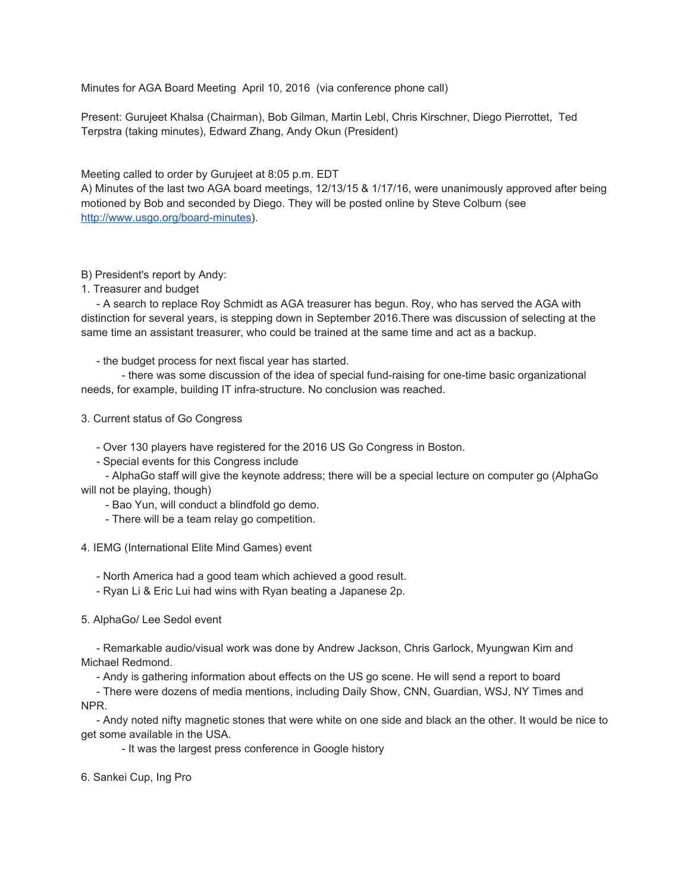Minutes for AGA Board Meeting April 10, 2016 (via conference phone call)

Present: Gurujeet Khalsa (Chairman), Bob Gilman, Martin Lebl, Chris Kirschner, Diego Pierrottet, Ted Terpstra (taking minutes), Edward Zhang, Andy Okun (President)

Meeting called to order by Gurujeet at 8:05 p.m. EDT

A) Minutes of the last two AGA board meetings, 12/13/15 & 1/17/16, were unanimously approved after being motioned by Bob and seconded by Diego. They will be posted online by Steve Colburn (see [http://www.usgo.org/board-minutes](http://www.usgo.org/board-minutes)).

B) President's report by Andy:

1. Treasurer and budget

- A search to replace Roy Schmidt as AGA treasurer has begun. Roy, who has served the AGA with distinction for several years, is stepping down in September 2016.There was discussion of selecting at the same time an assistant treasurer, who could be trained at the same time and act as a backup.

- the budget process for next fiscal year has started.
    - there was some discussion of the idea of special fund-raising for one-time basic organizational needs, for example, building IT infra-structure. No conclusion was reached.

3. Current status of Go Congress

- Over 130 players have registered for the 2016 US Go Congress in Boston.
- Special events for this Congress include
    - AlphaGo staff will give the keynote address; there will be a special lecture on computer go (AlphaGo will not be playing, though)
    - Bao Yun, will conduct a blindfold go demo.
    - There will be a team relay go competition.

4. IEMG (International Elite Mind Games) event

- North America had a good team which achieved a good result.
- Ryan Li & Eric Lui had wins with Ryan beating a Japanese 2p.

5. AlphaGo/ Lee Sedol event

- Remarkable audio/visual work was done by Andrew Jackson, Chris Garlock, Myungwan Kim and Michael Redmond.
- Andy is gathering information about effects on the US go scene. He will send a report to board
- There were dozens of media mentions, including Daily Show, CNN, Guardian, WSJ, NY Times and NPR.
- Andy noted nifty magnetic stones that were white on one side and black an the other. It would be nice to get some available in the USA.
    - It was the largest press conference in Google history

6. Sankei Cup, Ing Pro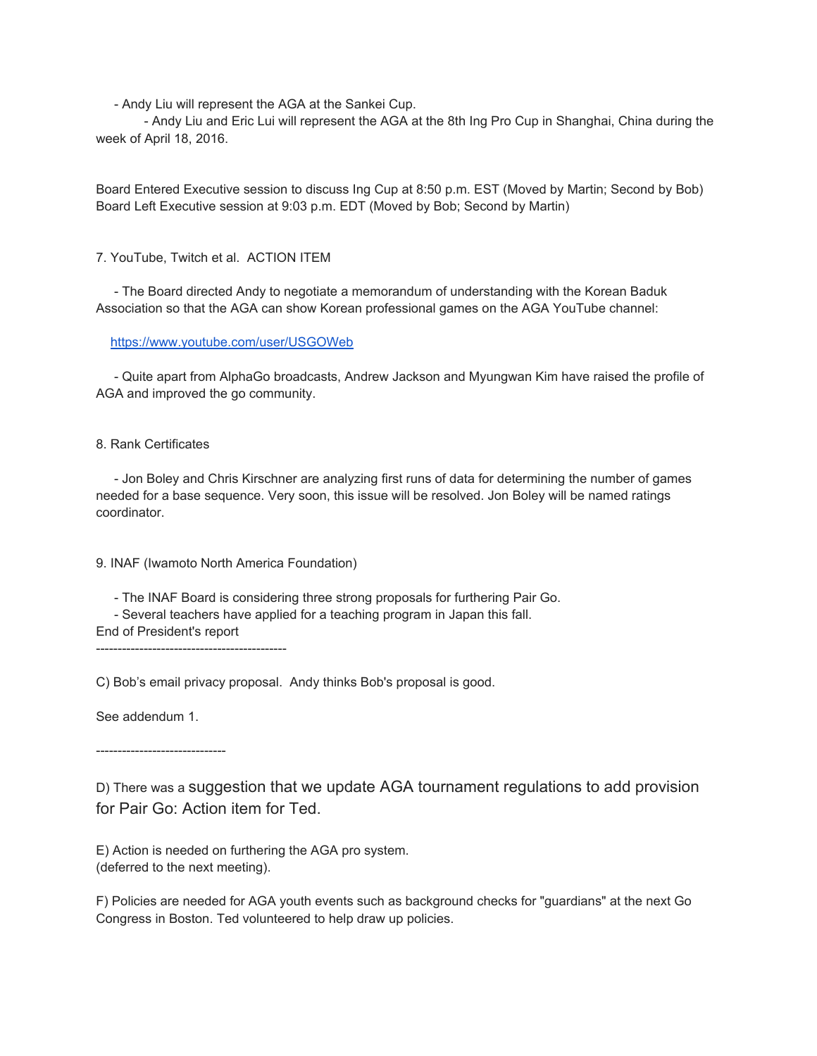- Andy Liu will represent the AGA at the Sankei Cup.
    - Andy Liu and Eric Lui will represent the AGA at the 8th Ing Pro Cup in Shanghai, China during the week of April 18, 2016.

Board Entered Executive session to discuss Ing Cup at 8:50 p.m. EST (Moved by Martin; Second by Bob)
Board Left Executive session at 9:03 p.m. EDT (Moved by Bob; Second by Martin)

7. YouTube, Twitch et al. ACTION ITEM

- The Board directed Andy to negotiate a memorandum of understanding with the Korean Baduk Association so that the AGA can show Korean professional games on the AGA YouTube channel:

  https://www.youtube.com/user/USGOWeb

- Quite apart from AlphaGo broadcasts, Andrew Jackson and Myungwan Kim have raised the profile of AGA and improved the go community.

8. Rank Certificates

- Jon Boley and Chris Kirschner are analyzing first runs of data for determining the number of games needed for a base sequence. Very soon, this issue will be resolved. Jon Boley will be named ratings coordinator.

9. INAF (Iwamoto North America Foundation)

- The INAF Board is considering three strong proposals for furthering Pair Go.
- Several teachers have applied for a teaching program in Japan this fall.

End of President's report

--------------------------------------------

C) Bob's email privacy proposal. Andy thinks Bob's proposal is good.

See addendum 1.

------------------------------

D) There was a suggestion that we update AGA tournament regulations to add provision for Pair Go: Action item for Ted.

E) Action is needed on furthering the AGA pro system.
(deferred to the next meeting).

F) Policies are needed for AGA youth events such as background checks for "guardians" at the next Go Congress in Boston. Ted volunteered to help draw up policies.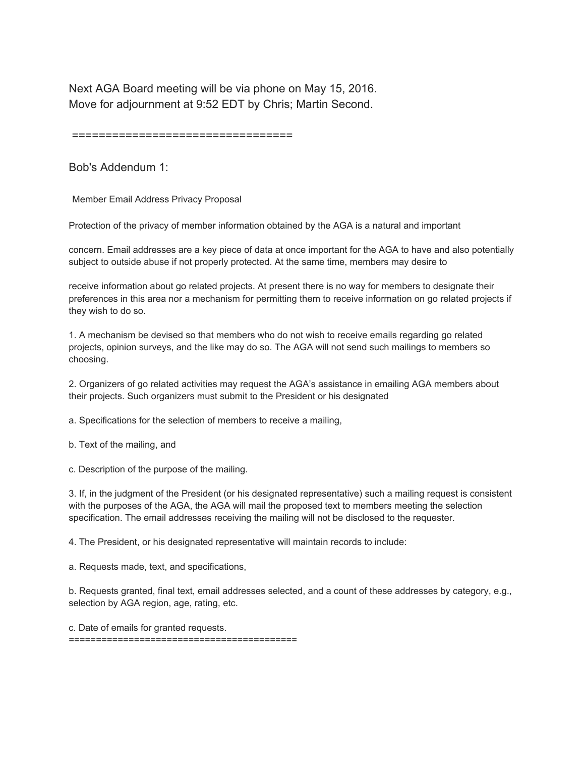Next AGA Board meeting will be via phone on May 15, 2016.
Move for adjournment at 9:52 EDT by Chris; Martin Second.

=================================

Bob's Addendum 1:

Member Email Address Privacy Proposal

Protection of the privacy of member information obtained by the AGA is a natural and important concern. Email addresses are a key piece of data at once important for the AGA to have and also potentially subject to outside abuse if not properly protected. At the same time, members may desire to receive information about go related projects. At present there is no way for members to designate their preferences in this area nor a mechanism for permitting them to receive information on go related projects if they wish to do so.

1. A mechanism be devised so that members who do not wish to receive emails regarding go related projects, opinion surveys, and the like may do so. The AGA will not send such mailings to members so choosing.

2. Organizers of go related activities may request the AGA's assistance in emailing AGA members about their projects. Such organizers must submit to the President or his designated

a. Specifications for the selection of members to receive a mailing,

b. Text of the mailing, and

c. Description of the purpose of the mailing.

3. If, in the judgment of the President (or his designated representative) such a mailing request is consistent with the purposes of the AGA, the AGA will mail the proposed text to members meeting the selection specification. The email addresses receiving the mailing will not be disclosed to the requester.

4. The President, or his designated representative will maintain records to include:

a. Requests made, text, and specifications,

b. Requests granted, final text, email addresses selected, and a count of these addresses by category, e.g., selection by AGA region, age, rating, etc.

c. Date of emails for granted requests.

=========================================